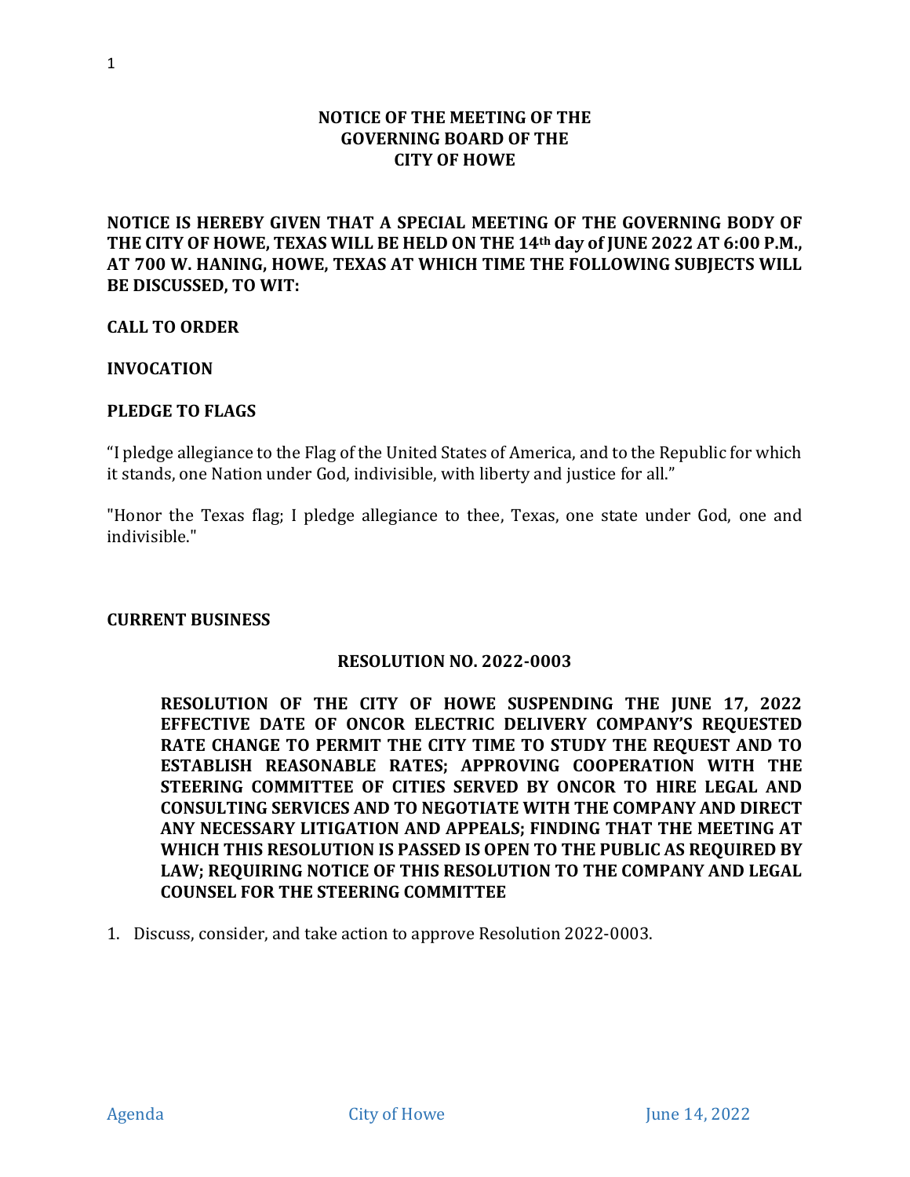**NOTICE OF THE MEETING OF THE**
**GOVERNING BOARD OF THE**
**CITY OF HOWE**

**NOTICE IS HEREBY GIVEN THAT A SPECIAL MEETING OF THE GOVERNING BODY OF THE CITY OF HOWE, TEXAS WILL BE HELD ON THE 14th day of JUNE 2022 AT 6:00 P.M., AT 700 W. HANING, HOWE, TEXAS AT WHICH TIME THE FOLLOWING SUBJECTS WILL BE DISCUSSED, TO WIT:**

**CALL TO ORDER**

**INVOCATION**

**PLEDGE TO FLAGS**

"I pledge allegiance to the Flag of the United States of America, and to the Republic for which it stands, one Nation under God, indivisible, with liberty and justice for all."

"Honor the Texas flag; I pledge allegiance to thee, Texas, one state under God, one and indivisible."

**CURRENT BUSINESS**

**RESOLUTION NO. 2022-0003**

**RESOLUTION OF THE CITY OF HOWE SUSPENDING THE JUNE 17, 2022 EFFECTIVE DATE OF ONCOR ELECTRIC DELIVERY COMPANY'S REQUESTED RATE CHANGE TO PERMIT THE CITY TIME TO STUDY THE REQUEST AND TO ESTABLISH REASONABLE RATES; APPROVING COOPERATION WITH THE STEERING COMMITTEE OF CITIES SERVED BY ONCOR TO HIRE LEGAL AND CONSULTING SERVICES AND TO NEGOTIATE WITH THE COMPANY AND DIRECT ANY NECESSARY LITIGATION AND APPEALS; FINDING THAT THE MEETING AT WHICH THIS RESOLUTION IS PASSED IS OPEN TO THE PUBLIC AS REQUIRED BY LAW; REQUIRING NOTICE OF THIS RESOLUTION TO THE COMPANY AND LEGAL COUNSEL FOR THE STEERING COMMITTEE**

1. Discuss, consider, and take action to approve Resolution 2022-0003.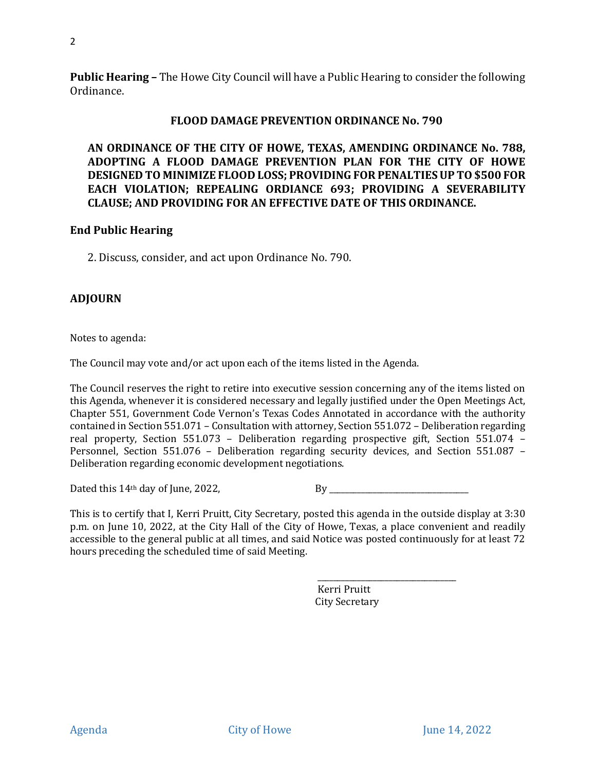**Public Hearing –** The Howe City Council will have a Public Hearing to consider the following Ordinance.

**FLOOD DAMAGE PREVENTION ORDINANCE No. 790**

**AN ORDINANCE OF THE CITY OF HOWE, TEXAS, AMENDING ORDINANCE No. 788, ADOPTING A FLOOD DAMAGE PREVENTION PLAN FOR THE CITY OF HOWE DESIGNED TO MINIMIZE FLOOD LOSS; PROVIDING FOR PENALTIES UP TO $500 FOR EACH VIOLATION; REPEALING ORDIANCE 693; PROVIDING A SEVERABILITY CLAUSE; AND PROVIDING FOR AN EFFECTIVE DATE OF THIS ORDINANCE.**

**End Public Hearing**

2. Discuss, consider, and act upon Ordinance No. 790.

**ADJOURN**

Notes to agenda:

The Council may vote and/or act upon each of the items listed in the Agenda.

The Council reserves the right to retire into executive session concerning any of the items listed on this Agenda, whenever it is considered necessary and legally justified under the Open Meetings Act, Chapter 551, Government Code Vernon's Texas Codes Annotated in accordance with the authority contained in Section 551.071 – Consultation with attorney, Section 551.072 – Deliberation regarding real property, Section 551.073 – Deliberation regarding prospective gift, Section 551.074 – Personnel, Section 551.076 – Deliberation regarding security devices, and Section 551.087 – Deliberation regarding economic development negotiations.

Dated this 14th day of June, 2022, By ________________________________

This is to certify that I, Kerri Pruitt, City Secretary, posted this agenda in the outside display at 3:30 p.m. on June 10, 2022, at the City Hall of the City of Howe, Texas, a place convenient and readily accessible to the general public at all times, and said Notice was posted continuously for at least 72 hours preceding the scheduled time of said Meeting.

________________________________
Kerri Pruitt
City Secretary